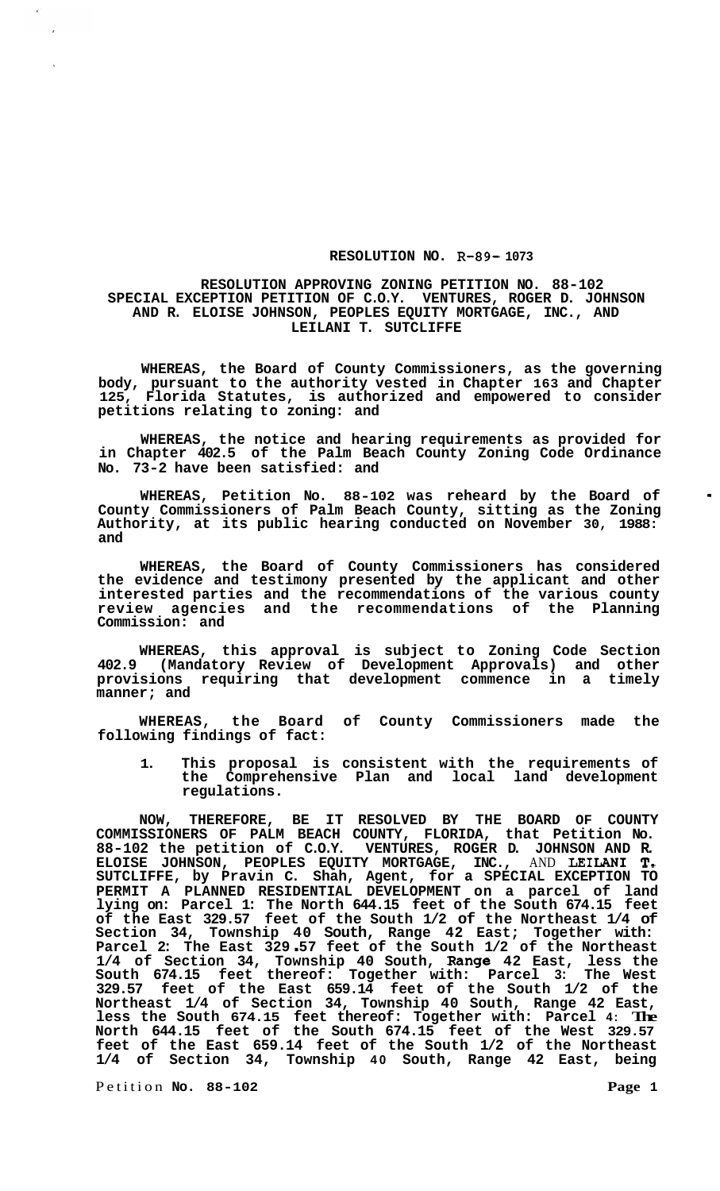**RESOLUTION NO. R-89-1073**

**RESOLUTION APPROVING ZONING PETITION NO. 88-102 SPECIAL EXCEPTION PETITION OF C.O.Y. VENTURES, ROGER D. JOHNSON AND R. ELOISE JOHNSON, PEOPLES EQUITY MORTGAGE, INC., AND LEILANI T. SUTCLIFFE**

**WHEREAS, the Board of County Commissioners, as the governing body, pursuant to the authority vested in Chapter 163 and Chapter 125, Florida Statutes, is authorized and empowered to consider petitions relating to zoning: and**

**WHEREAS, the notice and hearing requirements as provided for in Chapter 402.5 of the Palm Beach County Zoning Code Ordinance No. 73-2 have been satisfied: and**

**WHEREAS, Petition No. 88-102 was reheard by the Board of County Commissioners of Palm Beach County, sitting as the Zoning Authority, at its public hearing conducted on November 30, 1988: and**

**WHEREAS, the Board of County Commissioners has considered the evidence and testimony presented by the applicant and other interested parties and the recommendations of the various county review agencies and the recommendations of the Planning Commission: and**

**WHEREAS, this approval is subject to Zoning Code Section 402.9 (Mandatory Review of Development Approvals) and other provisions requiring that development commence in a timely manner; and**

**WHEREAS, the Board of County Commissioners made the following findings of fact:**

1. **This proposal is consistent with the requirements of the Comprehensive Plan and local land development regulations.**

**NOW, THEREFORE, BE IT RESOLVED BY THE BOARD OF COUNTY COMMISSIONERS OF PALM BEACH COUNTY, FLORIDA, that Petition No. 88-102 the petition of C.O.Y. VENTURES, ROGER D. JOHNSON AND R. ELOISE JOHNSON, PEOPLES EQUITY MORTGAGE, INC., AND LEILANI T. SUTCLIFFE, by Pravin C. Shah, Agent, for a SPECIAL EXCEPTION TO PERMIT A PLANNED RESIDENTIAL DEVELOPMENT on a parcel of land lying on: Parcel 1: The North 644.15 feet of the South 674.15 feet of the East 329.57 feet of the South 1/2 of the Northeast 1/4 of Section 34, Township 40 South, Range 42 East; Together with: Parcel 2: The East 329.57 feet of the South 1/2 of the Northeast 1/4 of Section 34, Township 40 South, Range 42 East, less the South 674.15 feet thereof: Together with: Parcel 3: The West 329.57 feet of the East 659.14 feet of the South 1/2 of the Northeast 1/4 of Section 34, Township 40 South, Range 42 East, less the South 674.15 feet thereof: Together with: Parcel 4: The North 644.15 feet of the South 674.15 feet of the West 329.57 feet of the East 659.14 feet of the South 1/2 of the Northeast 1/4 of Section 34, Township 40 South, Range 42 East, being**

Petition **No. 88-102**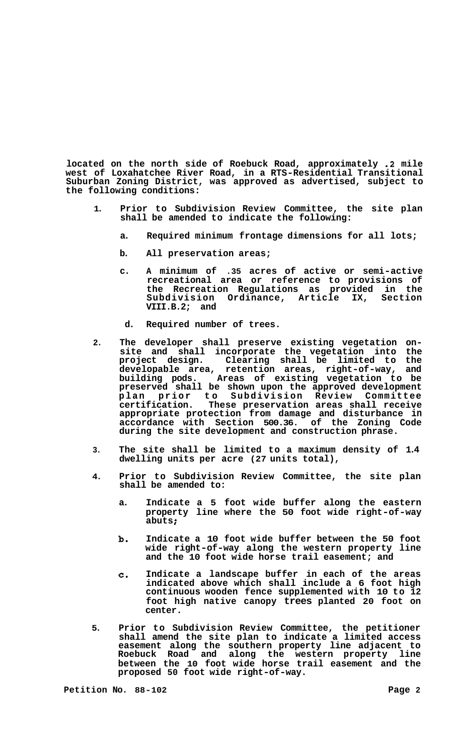**located on the north side of Roebuck Road, approximately .2 mile west of Loxahatchee River Road, in a RTS-Residential Transitional Suburban Zoning District, was approved as advertised, subject to the following conditions:**

1. **Prior to Subdivision Review Committee, the site plan shall be amended to indicate the following:**

   a. **Required minimum frontage dimensions for all lots;**

   b. **All preservation areas;**

   c. **A minimum of .35 acres of active or semi-active recreational area or reference to provisions of the Recreation Regulations as provided in the Subdivision Ordinance, Article IX, Section VIII.B.2; and**

   d. **Required number of trees.**

2. **The developer shall preserve existing vegetation on-site and shall incorporate the vegetation into the project design. Clearing shall be limited to the developable area, retention areas, right-of-way, and building pods. Areas of existing vegetation to be preserved shall be shown upon the approved development plan prior to Subdivision Review Committee certification. These preservation areas shall receive appropriate protection from damage and disturbance in accordance with Section 500.36. of the Zoning Code during the site development and construction phrase.**

3. **The site shall be limited to a maximum density of 1.4 dwelling units per acre (27 units total),**

4. **Prior to Subdivision Review Committee, the site plan shall be amended to:**

   a. **Indicate a 5 foot wide buffer along the eastern property line where the 50 foot wide right-of-way abuts;**

   b. **Indicate a 10 foot wide buffer between the 50 foot wide right-of-way along the western property line and the 10 foot wide horse trail easement; and**

   c. **Indicate a landscape buffer in each of the areas indicated above which shall include a 6 foot high continuous wooden fence supplemented with 10 to 12 foot high native canopy trees planted 20 foot on center.**

5. **Prior to Subdivision Review Committee, the petitioner shall amend the site plan to indicate a limited access easement along the southern property line adjacent to Roebuck Road and along the western property line between the 10 foot wide horse trail easement and the proposed 50 foot wide right-of-way.**

**Petition No. 88-102**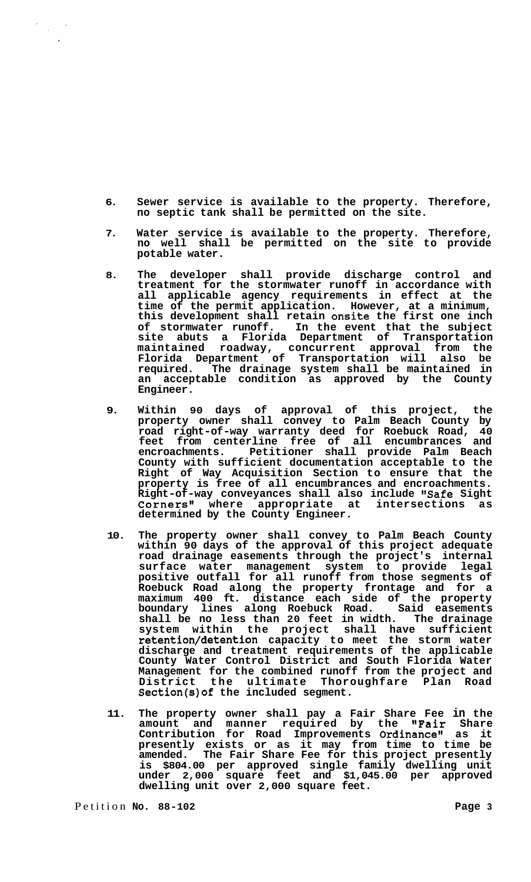6. Sewer service is available to the property. Therefore, no septic tank shall be permitted on the site.

7. Water service is available to the property. Therefore, no well shall be permitted on the site to provide potable water.

8. The developer shall provide discharge control and treatment for the stormwater runoff in accordance with all applicable agency requirements in effect at the time of the permit application. However, at a minimum, this development shall retain onsite the first one inch of stormwater runoff. In the event that the subject site abuts a Florida Department of Transportation maintained roadway, concurrent approval from the Florida Department of Transportation will also be required. The drainage system shall be maintained in an acceptable condition as approved by the County Engineer.

9. Within 90 days of approval of this project, the property owner shall convey to Palm Beach County by road right-of-way warranty deed for Roebuck Road, 40 feet from centerline free of all encumbrances and encroachments. Petitioner shall provide Palm Beach County with sufficient documentation acceptable to the Right of Way Acquisition Section to ensure that the property is free of all encumbrances and encroachments. Right-of-way conveyances shall also include "Safe Sight Corners" where appropriate at intersections as determined by the County Engineer.

10. The property owner shall convey to Palm Beach County within 90 days of the approval of this project adequate road drainage easements through the project's internal surface water management system to provide legal positive outfall for all runoff from those segments of Roebuck Road along the property frontage and for a maximum 400 ft. distance each side of the property boundary lines along Roebuck Road. Said easements shall be no less than 20 feet in width. The drainage system within the project shall have sufficient retention/detention capacity to meet the storm water discharge and treatment requirements of the applicable County Water Control District and South Florida Water Management for the combined runoff from the project and District the ultimate Thoroughfare Plan Road Section(s) of the included segment.

11. The property owner shall pay a Fair Share Fee in the amount and manner required by the "Fair Share Contribution for Road Improvements Ordinance" as it presently exists or as it may from time to time be amended. The Fair Share Fee for this project presently is $804.00 per approved single family dwelling unit under 2,000 square feet and $1,045.00 per approved dwelling unit over 2,000 square feet.

Petition No. 88-102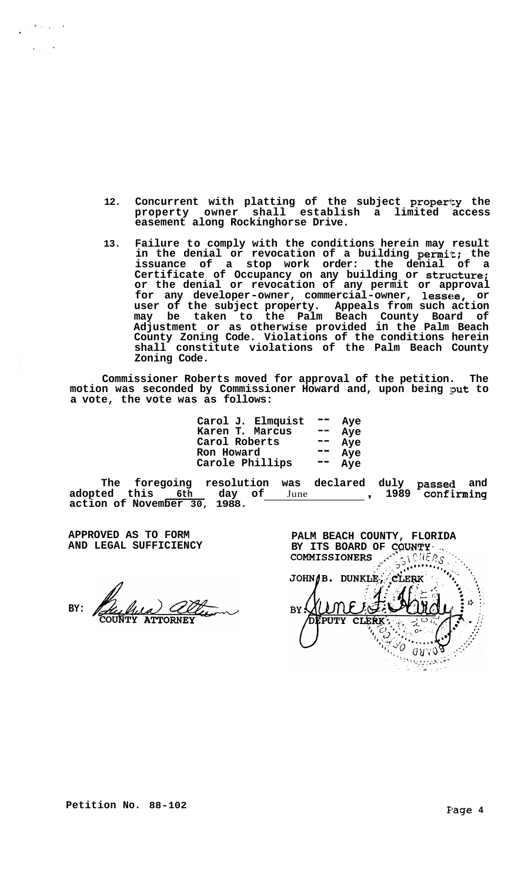12. Concurrent with platting of the subject property the property owner shall establish a limited access easement along Rockinghorse Drive.

13. Failure to comply with the conditions herein may result in the denial or revocation of a building permit; the issuance of a stop work order: the denial of a Certificate of Occupancy on any building or structure; or the denial or revocation of any permit or approval for any developer-owner, commercial-owner, lessee, or user of the subject property. Appeals from such action may be taken to the Palm Beach County Board of Adjustment or as otherwise provided in the Palm Beach County Zoning Code. Violations of the conditions herein shall constitute violations of the Palm Beach County Zoning Code.

Commissioner Roberts moved for approval of the petition. The motion was seconded by Commissioner Howard and, upon being put to a vote, the vote was as follows:

| | | |
|---|---|---|
| Carol J. Elmquist | -- | Aye |
| Karen T. Marcus | -- | Aye |
| Carol Roberts | -- | Aye |
| Ron Howard | -- | Aye |
| Carole Phillips | -- | Aye |

The foregoing resolution was declared duly passed and adopted this 6th day of June, 1989 confirming action of November 30, 1988.

APPROVED AS TO FORM AND LEGAL SUFFICIENCY

BY: COUNTY ATTORNEY

PALM BEACH COUNTY, FLORIDA BY ITS BOARD OF COUNTY COMMISSIONERS

JOHN B. DUNKLE, CLERK

BY: DEPUTY CLERK

Petition No. 88-102